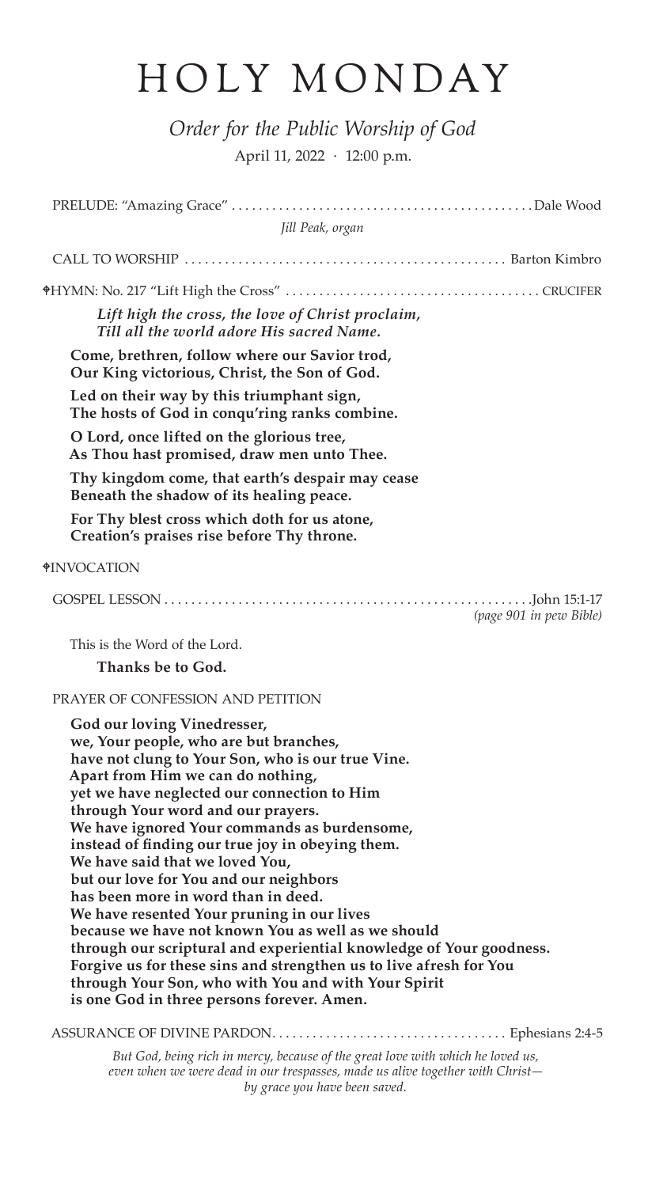# HOLY MONDAY

*Order for the Public Worship of God*

April 11, 2022 · 12:00 p.m.

PRELUDE: "Amazing Grace" . . . . . . . . . . . . . . . . . . . . . . . . . . . . . . . . . . . . . . . . . . . . Dale Wood

*Jill Peak, organ*

CALL TO WORSHIP . . . . . . . . . . . . . . . . . . . . . . . . . . . . . . . . . . . . . . . . . . . . . . . . Barton Kimbro

✠HYMN: No. 217 "Lift High the Cross" . . . . . . . . . . . . . . . . . . . . . . . . . . . . . . . . . . . . . . CRUCIFER

***Lift high the cross, the love of Christ proclaim,***
***Till all the world adore His sacred Name.***

**Come, brethren, follow where our Savior trod,**
**Our King victorious, Christ, the Son of God.**

**Led on their way by this triumphant sign,**
**The hosts of God in conqu'ring ranks combine.**

**O Lord, once lifted on the glorious tree,**
**As Thou hast promised, draw men unto Thee.**

**Thy kingdom come, that earth's despair may cease**
**Beneath the shadow of its healing peace.**

**For Thy blest cross which doth for us atone,**
**Creation's praises rise before Thy throne.**

✠INVOCATION

GOSPEL LESSON . . . . . . . . . . . . . . . . . . . . . . . . . . . . . . . . . . . . . . . . . . . . . . . . . . . . . John 15:1-17

*(page 901 in pew Bible)*

This is the Word of the Lord.

**Thanks be to God.**

PRAYER OF CONFESSION AND PETITION

**God our loving Vinedresser,**
**we, Your people, who are but branches,**
**have not clung to Your Son, who is our true Vine.**
**Apart from Him we can do nothing,**
**yet we have neglected our connection to Him**
**through Your word and our prayers.**
**We have ignored Your commands as burdensome,**
**instead of finding our true joy in obeying them.**
**We have said that we loved You,**
**but our love for You and our neighbors**
**has been more in word than in deed.**
**We have resented Your pruning in our lives**
**because we have not known You as well as we should**
**through our scriptural and experiential knowledge of Your goodness.**
**Forgive us for these sins and strengthen us to live afresh for You**
**through Your Son, who with You and with Your Spirit**
**is one God in three persons forever. Amen.**

ASSURANCE OF DIVINE PARDON. . . . . . . . . . . . . . . . . . . . . . . . . . . . . . . . . . . Ephesians 2:4-5

*But God, being rich in mercy, because of the great love with which he loved us, even when we were dead in our trespasses, made us alive together with Christ— by grace you have been saved.*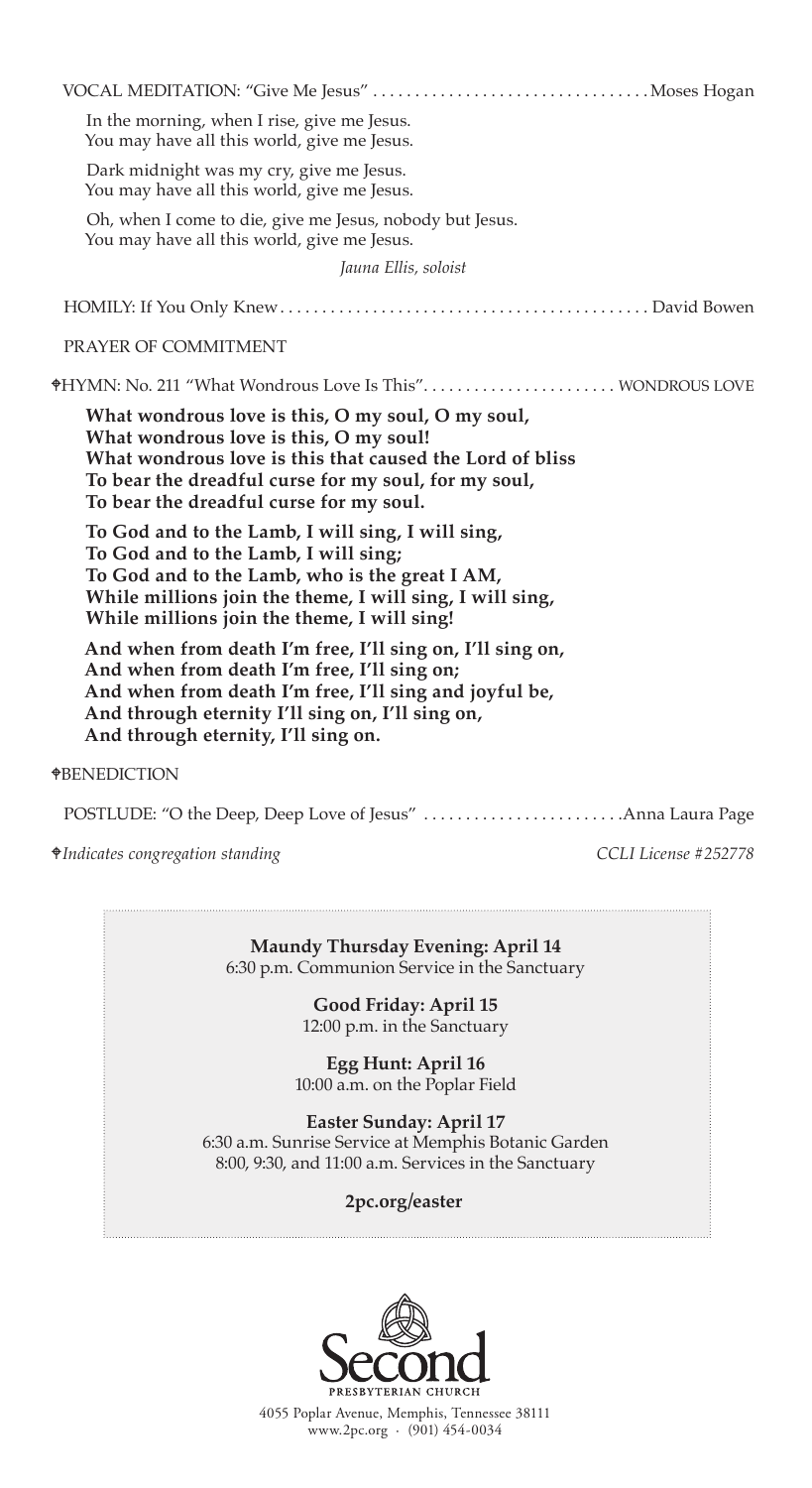VOCAL MEDITATION: "Give Me Jesus" . . . . . . . . . . . . . . . . . . . . . . . . . . . . . . . . Moses Hogan

In the morning, when I rise, give me Jesus.
You may have all this world, give me Jesus.

Dark midnight was my cry, give me Jesus.
You may have all this world, give me Jesus.

Oh, when I come to die, give me Jesus, nobody but Jesus.
You may have all this world, give me Jesus.

*Jauna Ellis, soloist*

HOMILY: If You Only Knew . . . . . . . . . . . . . . . . . . . . . . . . . . . . . . . . . . . . . . . . . . David Bowen

PRAYER OF COMMITMENT

✟HYMN: No. 211 "What Wondrous Love Is This" . . . . . . . . . . . . . . . . . . . . . . WONDROUS LOVE

**What wondrous love is this, O my soul, O my soul,**
**What wondrous love is this, O my soul!**
**What wondrous love is this that caused the Lord of bliss**
**To bear the dreadful curse for my soul, for my soul,**
**To bear the dreadful curse for my soul.**

**To God and to the Lamb, I will sing, I will sing,**
**To God and to the Lamb, I will sing;**
**To God and to the Lamb, who is the great I AM,**
**While millions join the theme, I will sing, I will sing,**
**While millions join the theme, I will sing!**

**And when from death I'm free, I'll sing on, I'll sing on,**
**And when from death I'm free, I'll sing on;**
**And when from death I'm free, I'll sing and joyful be,**
**And through eternity I'll sing on, I'll sing on,**
**And through eternity, I'll sing on.**

✟BENEDICTION

POSTLUDE: "O the Deep, Deep Love of Jesus" . . . . . . . . . . . . . . . . . . . . . . . Anna Laura Page

✟*Indicates congregation standing* *CCLI License #252778*

**Maundy Thursday Evening: April 14**
6:30 p.m. Communion Service in the Sanctuary

**Good Friday: April 15**
12:00 p.m. in the Sanctuary

**Egg Hunt: April 16**
10:00 a.m. on the Poplar Field

**Easter Sunday: April 17**
6:30 a.m. Sunrise Service at Memphis Botanic Garden
8:00, 9:30, and 11:00 a.m. Services in the Sanctuary

**2pc.org/easter**

Second
PRESBYTERIAN CHURCH

4055 Poplar Avenue, Memphis, Tennessee 38111
www.2pc.org · (901) 454-0034